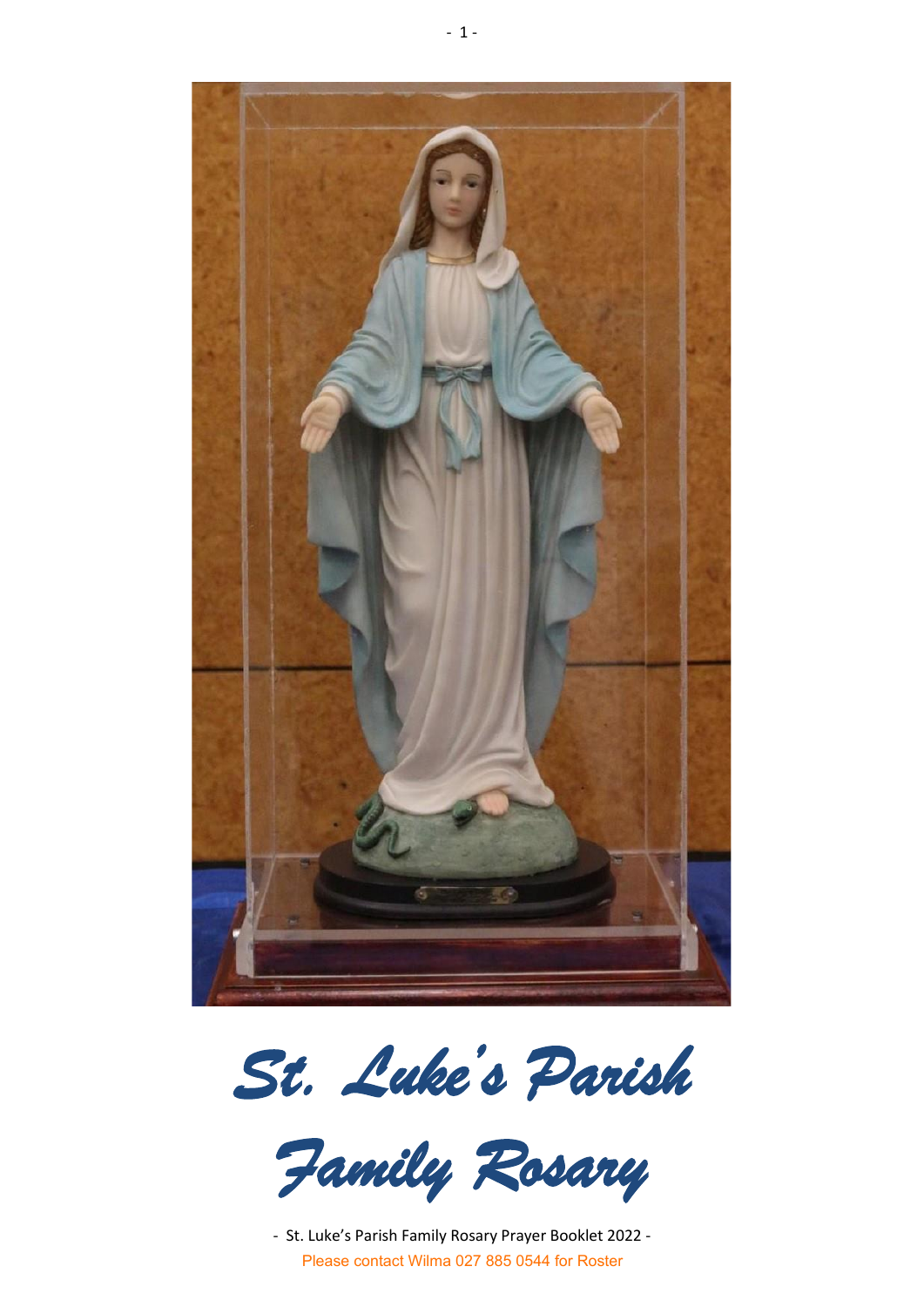# St. Luke's Parish

# Family Rosary

- St. Luke's Parish Family Rosary Prayer Booklet 2022 -

Please contact Wilma 027 885 0544 for Roster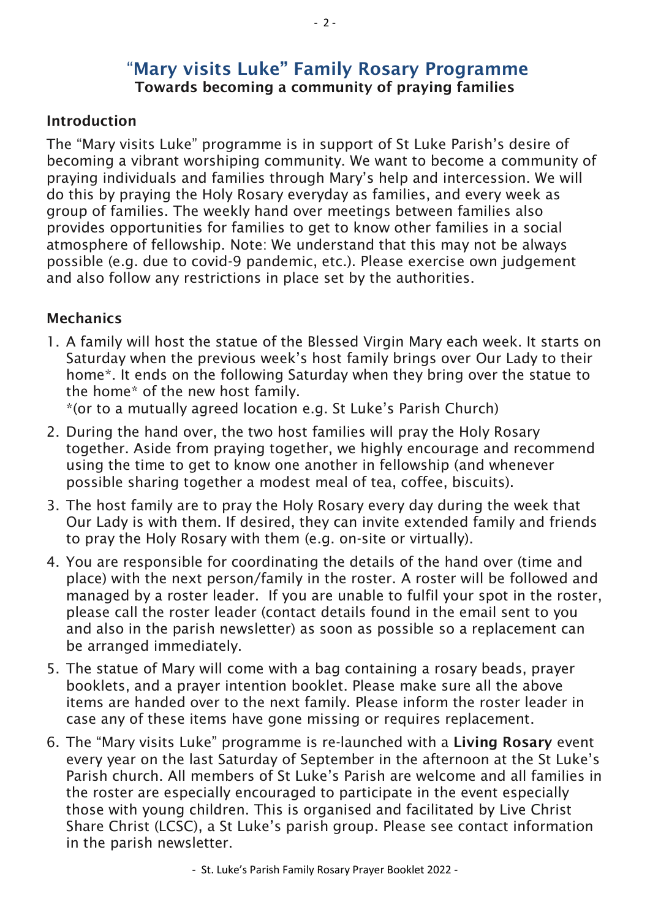# "Mary visits Luke" Family Rosary Programme

**Towards becoming a community of praying families**

## Introduction

The "Mary visits Luke" programme is in support of St Luke Parish's desire of becoming a vibrant worshiping community. We want to become a community of praying individuals and families through Mary's help and intercession. We will do this by praying the Holy Rosary everyday as families, and every week as group of families. The weekly hand over meetings between families also provides opportunities for families to get to know other families in a social atmosphere of fellowship. Note: We understand that this may not be always possible (e.g. due to covid-9 pandemic, etc.). Please exercise own judgement and also follow any restrictions in place set by the authorities.

## Mechanics

1. A family will host the statue of the Blessed Virgin Mary each week. It starts on Saturday when the previous week's host family brings over Our Lady to their home*. It ends on the following Saturday when they bring over the statue to the home* of the new host family.
   *(or to a mutually agreed location e.g. St Luke's Parish Church)
2. During the hand over, the two host families will pray the Holy Rosary together. Aside from praying together, we highly encourage and recommend using the time to get to know one another in fellowship (and whenever possible sharing together a modest meal of tea, coffee, biscuits).
3. The host family are to pray the Holy Rosary every day during the week that Our Lady is with them. If desired, they can invite extended family and friends to pray the Holy Rosary with them (e.g. on-site or virtually).
4. You are responsible for coordinating the details of the hand over (time and place) with the next person/family in the roster. A roster will be followed and managed by a roster leader. If you are unable to fulfil your spot in the roster, please call the roster leader (contact details found in the email sent to you and also in the parish newsletter) as soon as possible so a replacement can be arranged immediately.
5. The statue of Mary will come with a bag containing a rosary beads, prayer booklets, and a prayer intention booklet. Please make sure all the above items are handed over to the next family. Please inform the roster leader in case any of these items have gone missing or requires replacement.
6. The "Mary visits Luke" programme is re-launched with a **Living Rosary** event every year on the last Saturday of September in the afternoon at the St Luke's Parish church. All members of St Luke's Parish are welcome and all families in the roster are especially encouraged to participate in the event especially those with young children. This is organised and facilitated by Live Christ Share Christ (LCSC), a St Luke's parish group. Please see contact information in the parish newsletter.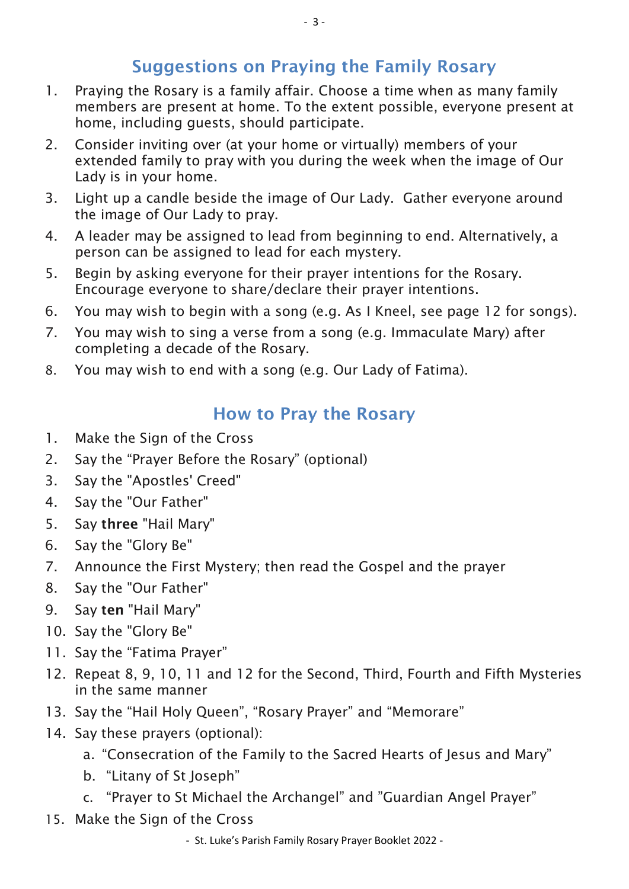## Suggestions on Praying the Family Rosary

1. Praying the Rosary is a family affair. Choose a time when as many family members are present at home. To the extent possible, everyone present at home, including guests, should participate.
2. Consider inviting over (at your home or virtually) members of your extended family to pray with you during the week when the image of Our Lady is in your home.
3. Light up a candle beside the image of Our Lady. Gather everyone around the image of Our Lady to pray.
4. A leader may be assigned to lead from beginning to end. Alternatively, a person can be assigned to lead for each mystery.
5. Begin by asking everyone for their prayer intentions for the Rosary. Encourage everyone to share/declare their prayer intentions.
6. You may wish to begin with a song (e.g. As I Kneel, see page 12 for songs).
7. You may wish to sing a verse from a song (e.g. Immaculate Mary) after completing a decade of the Rosary.
8. You may wish to end with a song (e.g. Our Lady of Fatima).

## How to Pray the Rosary

1. Make the Sign of the Cross
2. Say the "Prayer Before the Rosary" (optional)
3. Say the "Apostles' Creed"
4. Say the "Our Father"
5. Say **three** "Hail Mary"
6. Say the "Glory Be"
7. Announce the First Mystery; then read the Gospel and the prayer
8. Say the "Our Father"
9. Say **ten** "Hail Mary"
10. Say the "Glory Be"
11. Say the "Fatima Prayer"
12. Repeat 8, 9, 10, 11 and 12 for the Second, Third, Fourth and Fifth Mysteries in the same manner
13. Say the "Hail Holy Queen", "Rosary Prayer" and "Memorare"
14. Say these prayers (optional):
    a. "Consecration of the Family to the Sacred Hearts of Jesus and Mary"
    b. "Litany of St Joseph"
    c. "Prayer to St Michael the Archangel" and "Guardian Angel Prayer"
15. Make the Sign of the Cross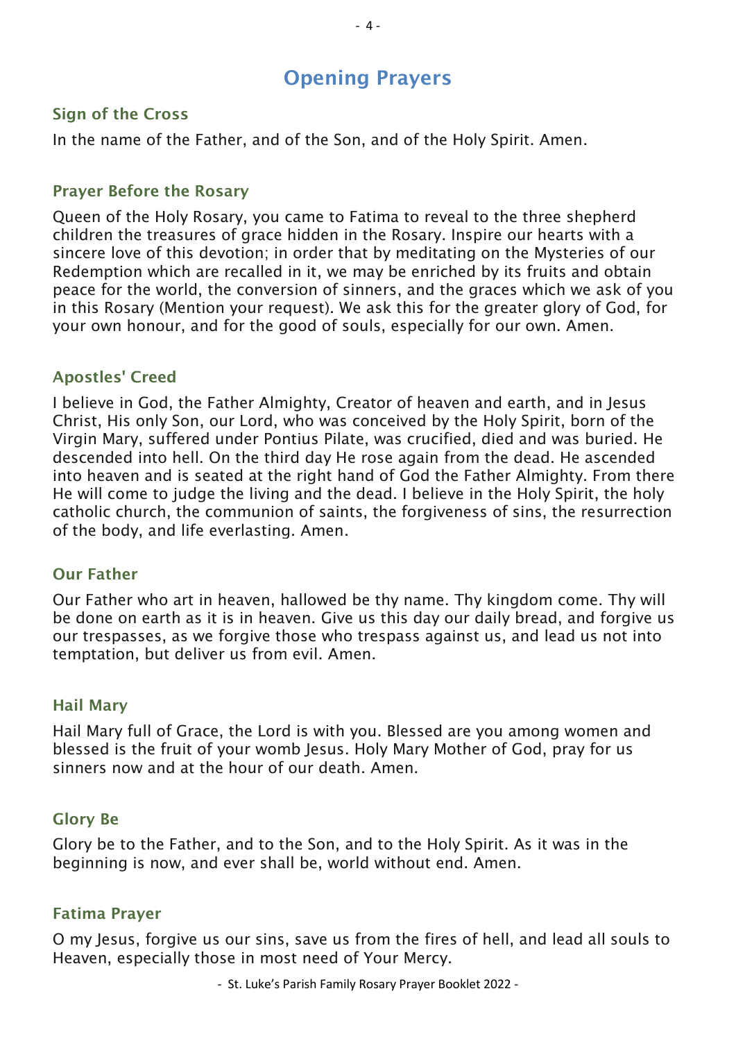# Opening Prayers

## Sign of the Cross

In the name of the Father, and of the Son, and of the Holy Spirit. Amen.

## Prayer Before the Rosary

Queen of the Holy Rosary, you came to Fatima to reveal to the three shepherd children the treasures of grace hidden in the Rosary. Inspire our hearts with a sincere love of this devotion; in order that by meditating on the Mysteries of our Redemption which are recalled in it, we may be enriched by its fruits and obtain peace for the world, the conversion of sinners, and the graces which we ask of you in this Rosary (Mention your request). We ask this for the greater glory of God, for your own honour, and for the good of souls, especially for our own. Amen.

## Apostles' Creed

I believe in God, the Father Almighty, Creator of heaven and earth, and in Jesus Christ, His only Son, our Lord, who was conceived by the Holy Spirit, born of the Virgin Mary, suffered under Pontius Pilate, was crucified, died and was buried. He descended into hell. On the third day He rose again from the dead. He ascended into heaven and is seated at the right hand of God the Father Almighty. From there He will come to judge the living and the dead. I believe in the Holy Spirit, the holy catholic church, the communion of saints, the forgiveness of sins, the resurrection of the body, and life everlasting. Amen.

## Our Father

Our Father who art in heaven, hallowed be thy name. Thy kingdom come. Thy will be done on earth as it is in heaven. Give us this day our daily bread, and forgive us our trespasses, as we forgive those who trespass against us, and lead us not into temptation, but deliver us from evil. Amen.

## Hail Mary

Hail Mary full of Grace, the Lord is with you. Blessed are you among women and blessed is the fruit of your womb Jesus. Holy Mary Mother of God, pray for us sinners now and at the hour of our death. Amen.

## Glory Be

Glory be to the Father, and to the Son, and to the Holy Spirit. As it was in the beginning is now, and ever shall be, world without end. Amen.

## Fatima Prayer

O my Jesus, forgive us our sins, save us from the fires of hell, and lead all souls to Heaven, especially those in most need of Your Mercy.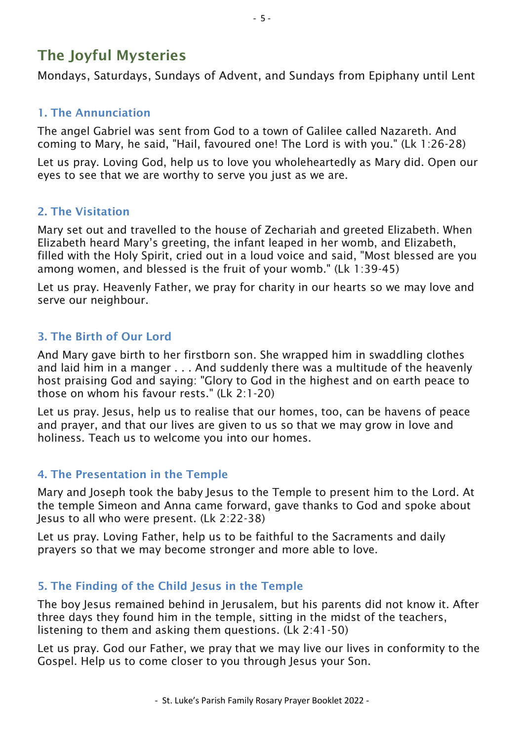## The Joyful Mysteries

Mondays, Saturdays, Sundays of Advent, and Sundays from Epiphany until Lent

### 1. The Annunciation

The angel Gabriel was sent from God to a town of Galilee called Nazareth. And coming to Mary, he said, "Hail, favoured one! The Lord is with you." (Lk 1:26-28)

Let us pray. Loving God, help us to love you wholeheartedly as Mary did. Open our eyes to see that we are worthy to serve you just as we are.

### 2. The Visitation

Mary set out and travelled to the house of Zechariah and greeted Elizabeth. When Elizabeth heard Mary's greeting, the infant leaped in her womb, and Elizabeth, filled with the Holy Spirit, cried out in a loud voice and said, "Most blessed are you among women, and blessed is the fruit of your womb." (Lk 1:39-45)

Let us pray. Heavenly Father, we pray for charity in our hearts so we may love and serve our neighbour.

### 3. The Birth of Our Lord

And Mary gave birth to her firstborn son. She wrapped him in swaddling clothes and laid him in a manger . . . And suddenly there was a multitude of the heavenly host praising God and saying: "Glory to God in the highest and on earth peace to those on whom his favour rests." (Lk 2:1-20)

Let us pray. Jesus, help us to realise that our homes, too, can be havens of peace and prayer, and that our lives are given to us so that we may grow in love and holiness. Teach us to welcome you into our homes.

### 4. The Presentation in the Temple

Mary and Joseph took the baby Jesus to the Temple to present him to the Lord. At the temple Simeon and Anna came forward, gave thanks to God and spoke about Jesus to all who were present. (Lk 2:22-38)

Let us pray. Loving Father, help us to be faithful to the Sacraments and daily prayers so that we may become stronger and more able to love.

### 5. The Finding of the Child Jesus in the Temple

The boy Jesus remained behind in Jerusalem, but his parents did not know it. After three days they found him in the temple, sitting in the midst of the teachers, listening to them and asking them questions. (Lk 2:41-50)

Let us pray. God our Father, we pray that we may live our lives in conformity to the Gospel. Help us to come closer to you through Jesus your Son.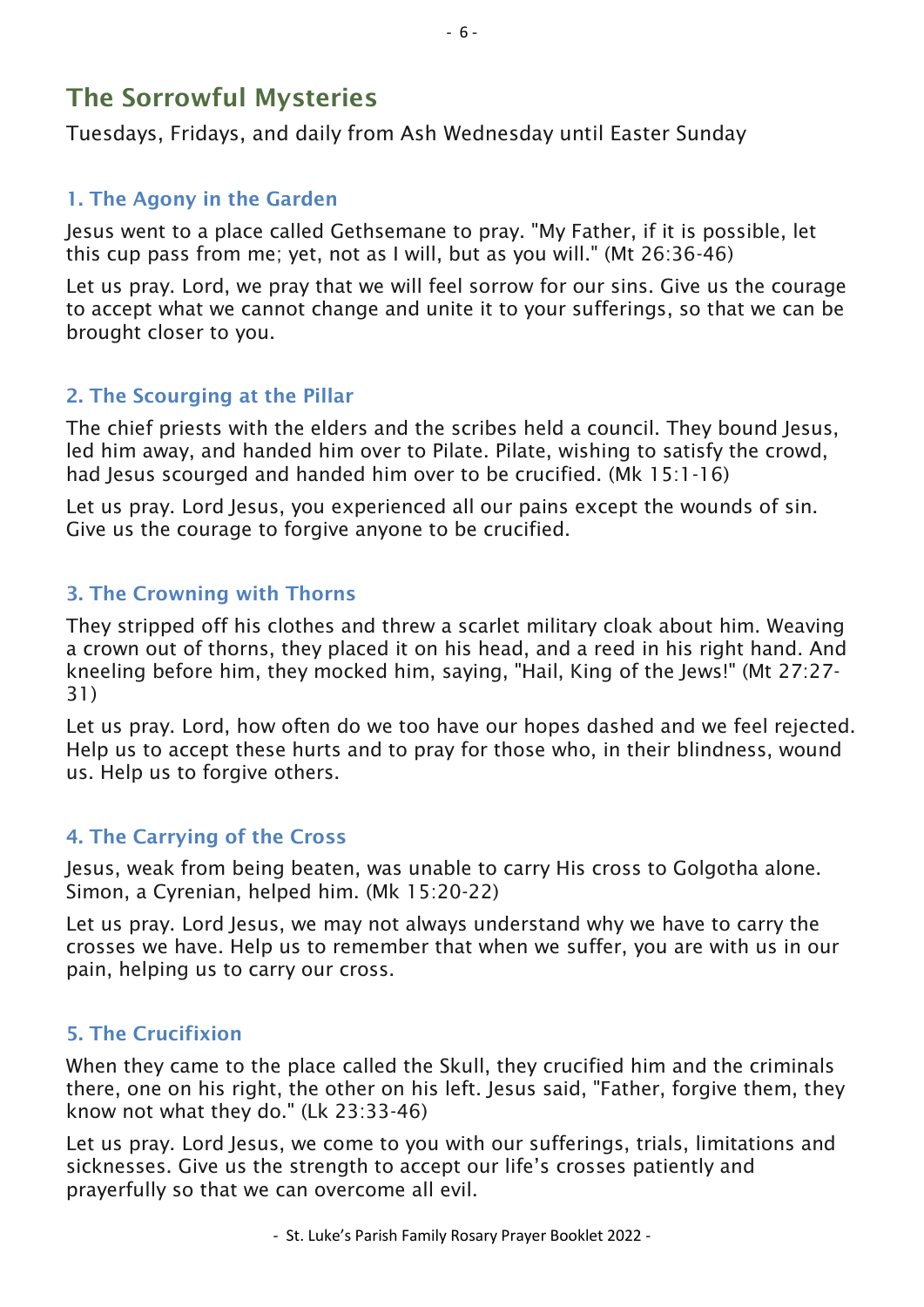## The Sorrowful Mysteries

Tuesdays, Fridays, and daily from Ash Wednesday until Easter Sunday

### 1. The Agony in the Garden

Jesus went to a place called Gethsemane to pray. "My Father, if it is possible, let this cup pass from me; yet, not as I will, but as you will." (Mt 26:36-46)

Let us pray. Lord, we pray that we will feel sorrow for our sins. Give us the courage to accept what we cannot change and unite it to your sufferings, so that we can be brought closer to you.

### 2. The Scourging at the Pillar

The chief priests with the elders and the scribes held a council. They bound Jesus, led him away, and handed him over to Pilate. Pilate, wishing to satisfy the crowd, had Jesus scourged and handed him over to be crucified. (Mk 15:1-16)

Let us pray. Lord Jesus, you experienced all our pains except the wounds of sin. Give us the courage to forgive anyone to be crucified.

### 3. The Crowning with Thorns

They stripped off his clothes and threw a scarlet military cloak about him. Weaving a crown out of thorns, they placed it on his head, and a reed in his right hand. And kneeling before him, they mocked him, saying, "Hail, King of the Jews!" (Mt 27:27-31)

Let us pray. Lord, how often do we too have our hopes dashed and we feel rejected. Help us to accept these hurts and to pray for those who, in their blindness, wound us. Help us to forgive others.

### 4. The Carrying of the Cross

Jesus, weak from being beaten, was unable to carry His cross to Golgotha alone. Simon, a Cyrenian, helped him. (Mk 15:20-22)

Let us pray. Lord Jesus, we may not always understand why we have to carry the crosses we have. Help us to remember that when we suffer, you are with us in our pain, helping us to carry our cross.

### 5. The Crucifixion

When they came to the place called the Skull, they crucified him and the criminals there, one on his right, the other on his left. Jesus said, "Father, forgive them, they know not what they do." (Lk 23:33-46)

Let us pray. Lord Jesus, we come to you with our sufferings, trials, limitations and sicknesses. Give us the strength to accept our life's crosses patiently and prayerfully so that we can overcome all evil.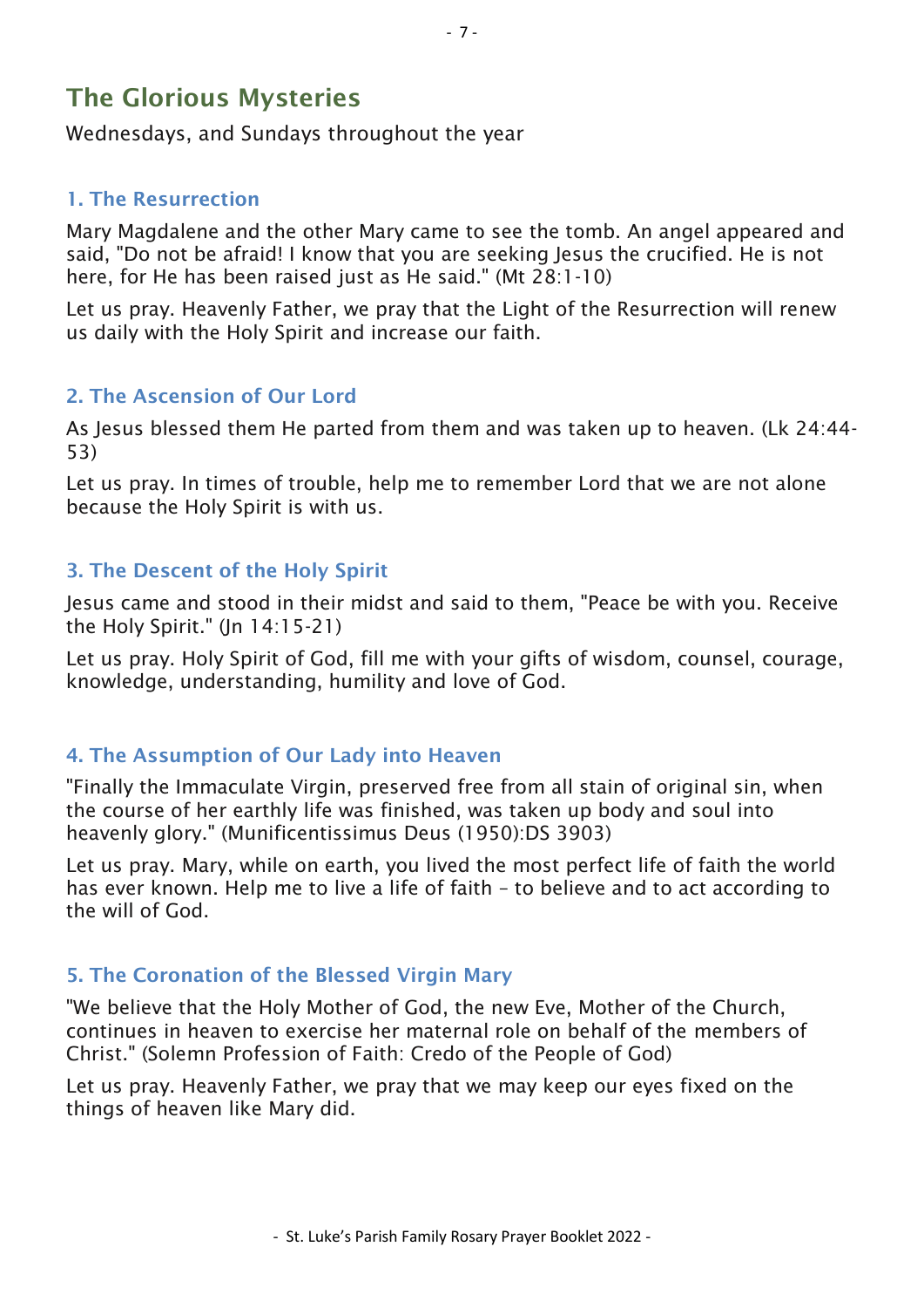## The Glorious Mysteries

Wednesdays, and Sundays throughout the year

### 1. The Resurrection

Mary Magdalene and the other Mary came to see the tomb. An angel appeared and said, "Do not be afraid! I know that you are seeking Jesus the crucified. He is not here, for He has been raised just as He said." (Mt 28:1-10)

Let us pray. Heavenly Father, we pray that the Light of the Resurrection will renew us daily with the Holy Spirit and increase our faith.

### 2. The Ascension of Our Lord

As Jesus blessed them He parted from them and was taken up to heaven. (Lk 24:44-53)

Let us pray. In times of trouble, help me to remember Lord that we are not alone because the Holy Spirit is with us.

### 3. The Descent of the Holy Spirit

Jesus came and stood in their midst and said to them, "Peace be with you. Receive the Holy Spirit." (Jn 14:15-21)

Let us pray. Holy Spirit of God, fill me with your gifts of wisdom, counsel, courage, knowledge, understanding, humility and love of God.

### 4. The Assumption of Our Lady into Heaven

"Finally the Immaculate Virgin, preserved free from all stain of original sin, when the course of her earthly life was finished, was taken up body and soul into heavenly glory." (Munificentissimus Deus (1950):DS 3903)

Let us pray. Mary, while on earth, you lived the most perfect life of faith the world has ever known. Help me to live a life of faith – to believe and to act according to the will of God.

### 5. The Coronation of the Blessed Virgin Mary

"We believe that the Holy Mother of God, the new Eve, Mother of the Church, continues in heaven to exercise her maternal role on behalf of the members of Christ." (Solemn Profession of Faith: Credo of the People of God)

Let us pray. Heavenly Father, we pray that we may keep our eyes fixed on the things of heaven like Mary did.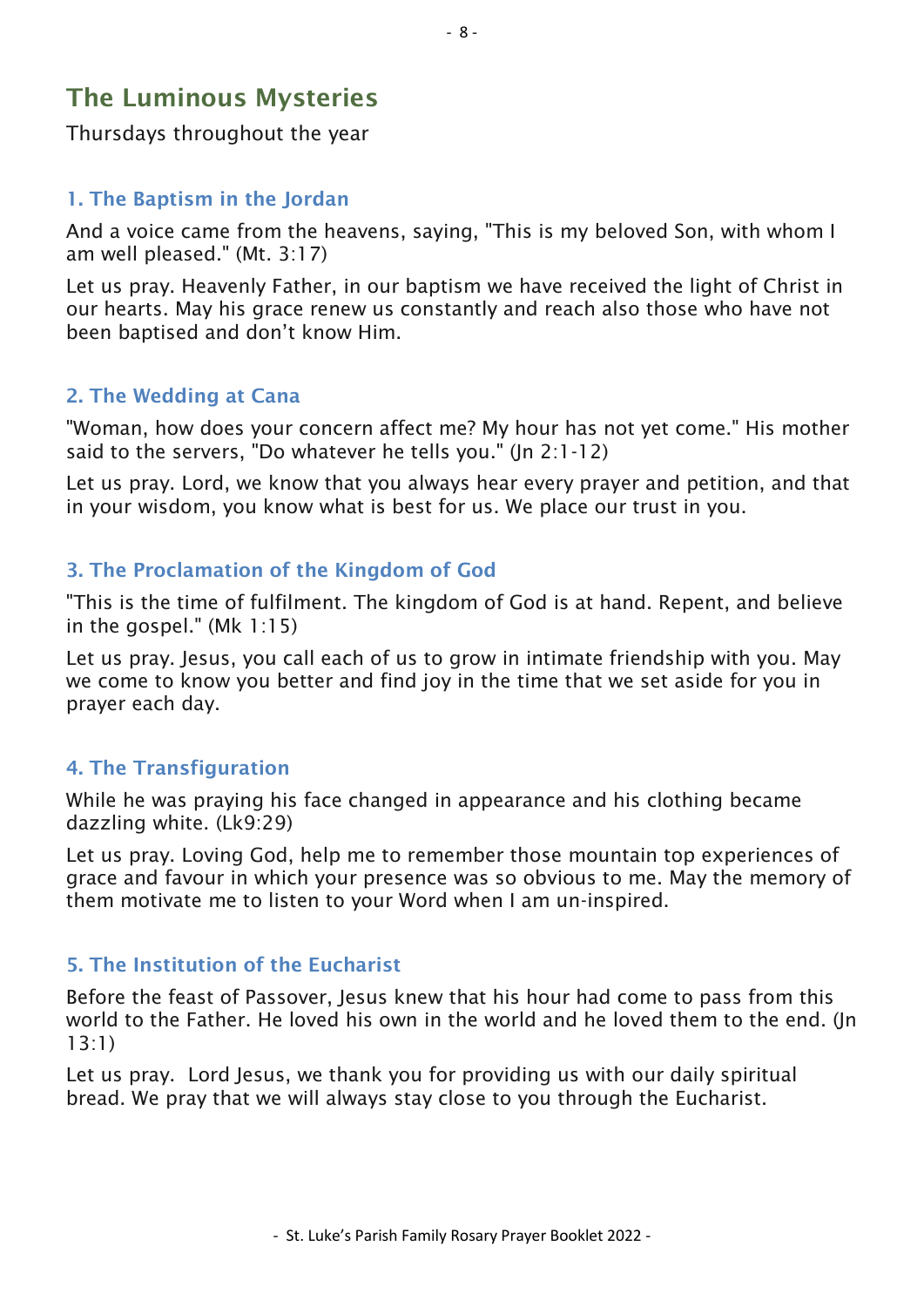## The Luminous Mysteries

Thursdays throughout the year

### 1. The Baptism in the Jordan

And a voice came from the heavens, saying, "This is my beloved Son, with whom I am well pleased." (Mt. 3:17)

Let us pray. Heavenly Father, in our baptism we have received the light of Christ in our hearts. May his grace renew us constantly and reach also those who have not been baptised and don't know Him.

### 2. The Wedding at Cana

"Woman, how does your concern affect me? My hour has not yet come." His mother said to the servers, "Do whatever he tells you." (Jn 2:1-12)

Let us pray. Lord, we know that you always hear every prayer and petition, and that in your wisdom, you know what is best for us. We place our trust in you.

### 3. The Proclamation of the Kingdom of God

"This is the time of fulfilment. The kingdom of God is at hand. Repent, and believe in the gospel." (Mk 1:15)

Let us pray. Jesus, you call each of us to grow in intimate friendship with you. May we come to know you better and find joy in the time that we set aside for you in prayer each day.

### 4. The Transfiguration

While he was praying his face changed in appearance and his clothing became dazzling white. (Lk9:29)

Let us pray. Loving God, help me to remember those mountain top experiences of grace and favour in which your presence was so obvious to me. May the memory of them motivate me to listen to your Word when I am un-inspired.

### 5. The Institution of the Eucharist

Before the feast of Passover, Jesus knew that his hour had come to pass from this world to the Father. He loved his own in the world and he loved them to the end. (Jn 13:1)

Let us pray. Lord Jesus, we thank you for providing us with our daily spiritual bread. We pray that we will always stay close to you through the Eucharist.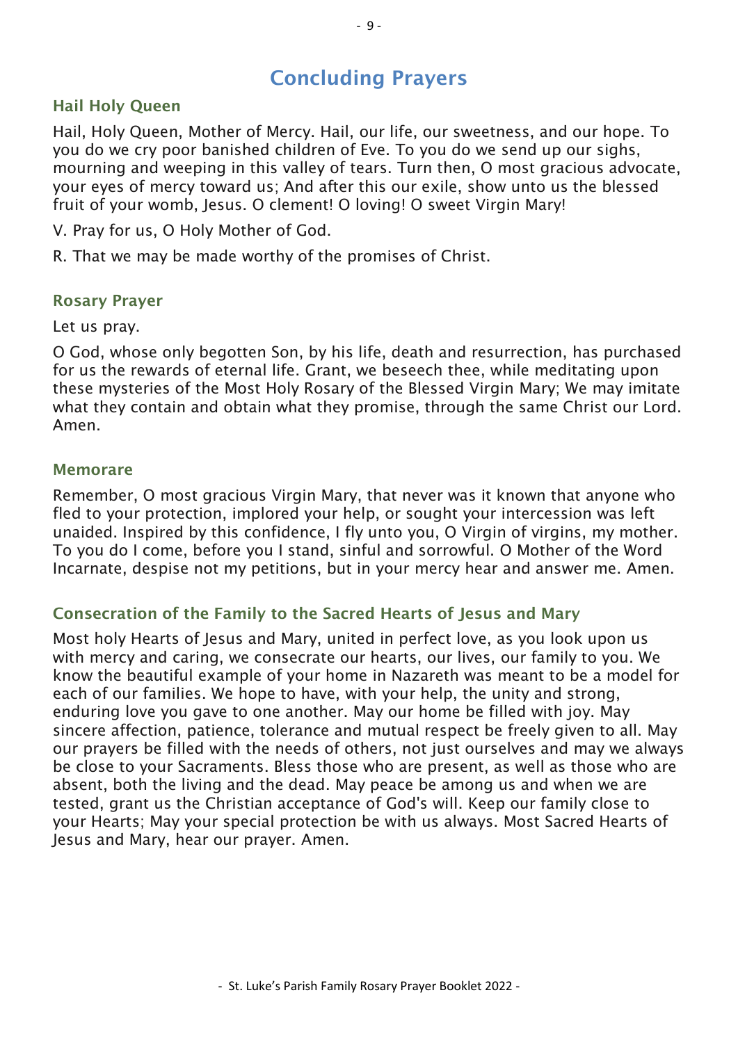# Concluding Prayers

## Hail Holy Queen

Hail, Holy Queen, Mother of Mercy. Hail, our life, our sweetness, and our hope. To you do we cry poor banished children of Eve. To you do we send up our sighs, mourning and weeping in this valley of tears. Turn then, O most gracious advocate, your eyes of mercy toward us; And after this our exile, show unto us the blessed fruit of your womb, Jesus. O clement! O loving! O sweet Virgin Mary!

V. Pray for us, O Holy Mother of God.

R. That we may be made worthy of the promises of Christ.

## Rosary Prayer

Let us pray.

O God, whose only begotten Son, by his life, death and resurrection, has purchased for us the rewards of eternal life. Grant, we beseech thee, while meditating upon these mysteries of the Most Holy Rosary of the Blessed Virgin Mary; We may imitate what they contain and obtain what they promise, through the same Christ our Lord. Amen.

## Memorare

Remember, O most gracious Virgin Mary, that never was it known that anyone who fled to your protection, implored your help, or sought your intercession was left unaided. Inspired by this confidence, I fly unto you, O Virgin of virgins, my mother. To you do I come, before you I stand, sinful and sorrowful. O Mother of the Word Incarnate, despise not my petitions, but in your mercy hear and answer me. Amen.

## Consecration of the Family to the Sacred Hearts of Jesus and Mary

Most holy Hearts of Jesus and Mary, united in perfect love, as you look upon us with mercy and caring, we consecrate our hearts, our lives, our family to you. We know the beautiful example of your home in Nazareth was meant to be a model for each of our families. We hope to have, with your help, the unity and strong, enduring love you gave to one another. May our home be filled with joy. May sincere affection, patience, tolerance and mutual respect be freely given to all. May our prayers be filled with the needs of others, not just ourselves and may we always be close to your Sacraments. Bless those who are present, as well as those who are absent, both the living and the dead. May peace be among us and when we are tested, grant us the Christian acceptance of God's will. Keep our family close to your Hearts; May your special protection be with us always. Most Sacred Hearts of Jesus and Mary, hear our prayer. Amen.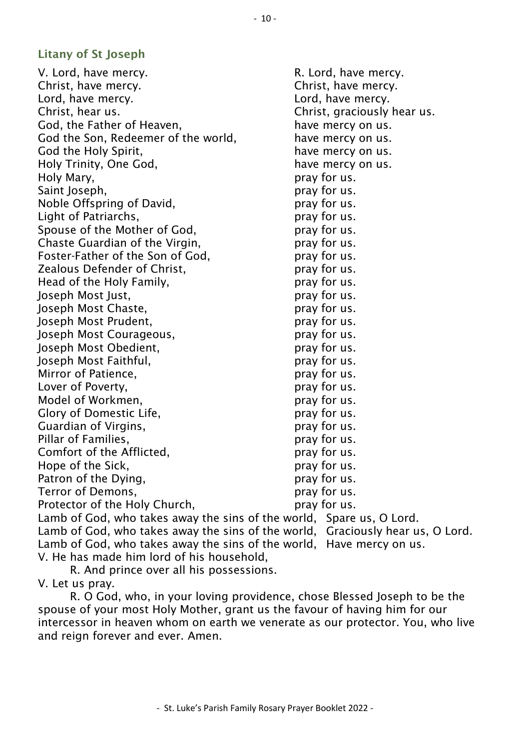## Litany of St Joseph

| | |
|---|---|
| V. Lord, have mercy. | R. Lord, have mercy. |
| Christ, have mercy. | Christ, have mercy. |
| Lord, have mercy. | Lord, have mercy. |
| Christ, hear us. | Christ, graciously hear us. |
| God, the Father of Heaven, | have mercy on us. |
| God the Son, Redeemer of the world, | have mercy on us. |
| God the Holy Spirit, | have mercy on us. |
| Holy Trinity, One God, | have mercy on us. |
| Holy Mary, | pray for us. |
| Saint Joseph, | pray for us. |
| Noble Offspring of David, | pray for us. |
| Light of Patriarchs, | pray for us. |
| Spouse of the Mother of God, | pray for us. |
| Chaste Guardian of the Virgin, | pray for us. |
| Foster-Father of the Son of God, | pray for us. |
| Zealous Defender of Christ, | pray for us. |
| Head of the Holy Family, | pray for us. |
| Joseph Most Just, | pray for us. |
| Joseph Most Chaste, | pray for us. |
| Joseph Most Prudent, | pray for us. |
| Joseph Most Courageous, | pray for us. |
| Joseph Most Obedient, | pray for us. |
| Joseph Most Faithful, | pray for us. |
| Mirror of Patience, | pray for us. |
| Lover of Poverty, | pray for us. |
| Model of Workmen, | pray for us. |
| Glory of Domestic Life, | pray for us. |
| Guardian of Virgins, | pray for us. |
| Pillar of Families, | pray for us. |
| Comfort of the Afflicted, | pray for us. |
| Hope of the Sick, | pray for us. |
| Patron of the Dying, | pray for us. |
| Terror of Demons, | pray for us. |
| Protector of the Holy Church, | pray for us. |

Lamb of God, who takes away the sins of the world, Spare us, O Lord.
Lamb of God, who takes away the sins of the world, Graciously hear us, O Lord.
Lamb of God, who takes away the sins of the world, Have mercy on us.

V. He has made him lord of his household,
R. And prince over all his possessions.

V. Let us pray.
R. O God, who, in your loving providence, chose Blessed Joseph to be the spouse of your most Holy Mother, grant us the favour of having him for our intercessor in heaven whom on earth we venerate as our protector. You, who live and reign forever and ever. Amen.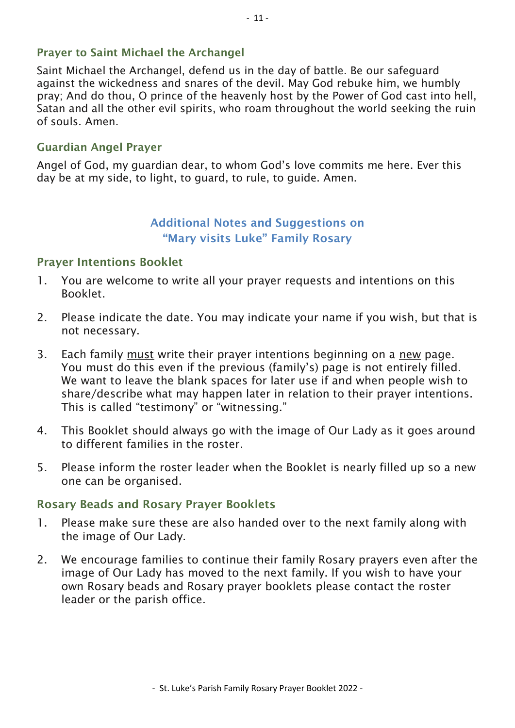### Prayer to Saint Michael the Archangel

Saint Michael the Archangel, defend us in the day of battle. Be our safeguard against the wickedness and snares of the devil. May God rebuke him, we humbly pray; And do thou, O prince of the heavenly host by the Power of God cast into hell, Satan and all the other evil spirits, who roam throughout the world seeking the ruin of souls. Amen.

### Guardian Angel Prayer

Angel of God, my guardian dear, to whom God's love commits me here. Ever this day be at my side, to light, to guard, to rule, to guide. Amen.

## Additional Notes and Suggestions on "Mary visits Luke" Family Rosary

### Prayer Intentions Booklet

1. You are welcome to write all your prayer requests and intentions on this Booklet.
2. Please indicate the date. You may indicate your name if you wish, but that is not necessary.
3. Each family <u>must</u> write their prayer intentions beginning on a <u>new</u> page. You must do this even if the previous (family's) page is not entirely filled. We want to leave the blank spaces for later use if and when people wish to share/describe what may happen later in relation to their prayer intentions. This is called "testimony" or "witnessing."
4. This Booklet should always go with the image of Our Lady as it goes around to different families in the roster.
5. Please inform the roster leader when the Booklet is nearly filled up so a new one can be organised.

### Rosary Beads and Rosary Prayer Booklets

1. Please make sure these are also handed over to the next family along with the image of Our Lady.
2. We encourage families to continue their family Rosary prayers even after the image of Our Lady has moved to the next family. If you wish to have your own Rosary beads and Rosary prayer booklets please contact the roster leader or the parish office.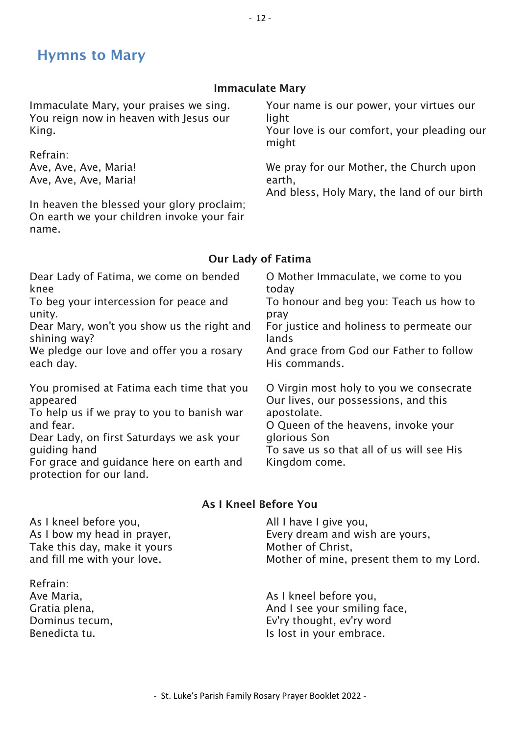# Hymns to Mary

### Immaculate Mary

Immaculate Mary, your praises we sing.
You reign now in heaven with Jesus our King.

Refrain:
Ave, Ave, Ave, Maria!
Ave, Ave, Ave, Maria!

In heaven the blessed your glory proclaim;
On earth we your children invoke your fair name.

Your name is our power, your virtues our light
Your love is our comfort, your pleading our might

We pray for our Mother, the Church upon earth,
And bless, Holy Mary, the land of our birth

### Our Lady of Fatima

Dear Lady of Fatima, we come on bended knee
To beg your intercession for peace and unity.
Dear Mary, won't you show us the right and shining way?
We pledge our love and offer you a rosary each day.

You promised at Fatima each time that you appeared
To help us if we pray to you to banish war and fear.
Dear Lady, on first Saturdays we ask your guiding hand
For grace and guidance here on earth and protection for our land.

O Mother Immaculate, we come to you today
To honour and beg you: Teach us how to pray
For justice and holiness to permeate our lands
And grace from God our Father to follow His commands.

O Virgin most holy to you we consecrate
Our lives, our possessions, and this apostolate.
O Queen of the heavens, invoke your glorious Son
To save us so that all of us will see His Kingdom come.

### As I Kneel Before You

As I kneel before you,
As I bow my head in prayer,
Take this day, make it yours
and fill me with your love.

Refrain:
Ave Maria,
Gratia plena,
Dominus tecum,
Benedicta tu.

All I have I give you,
Every dream and wish are yours,
Mother of Christ,
Mother of mine, present them to my Lord.

As I kneel before you,
And I see your smiling face,
Ev'ry thought, ev'ry word
Is lost in your embrace.